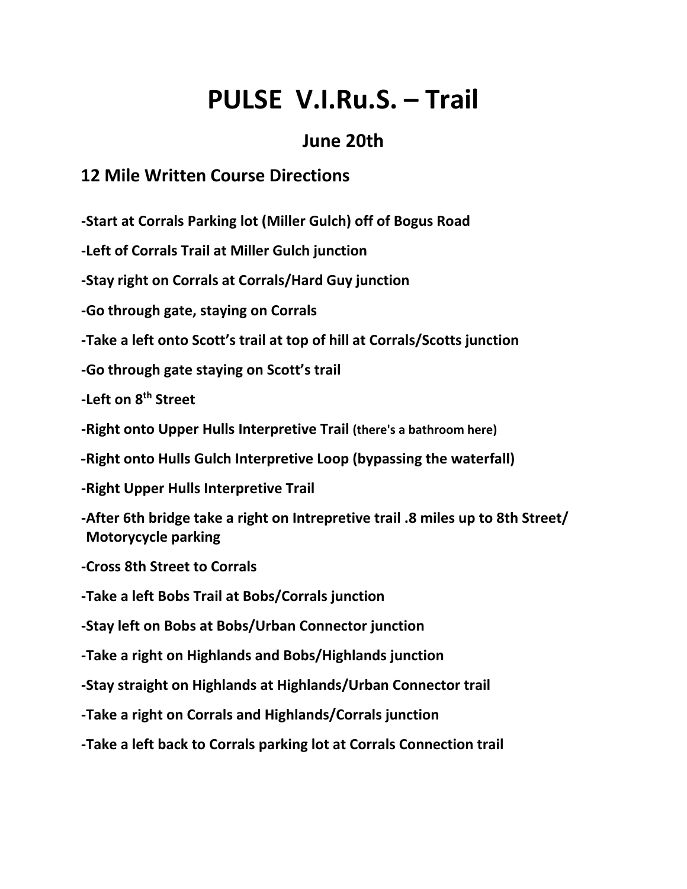# PULSE V.I.Ru.S. – Trail

## June 20th

### 12 Mile Written Course Directions

**-Start at Corrals Parking lot (Miller Gulch) off of Bogus Road**

**-Left of Corrals Trail at Miller Gulch junction**

**-Stay right on Corrals at Corrals/Hard Guy junction**

**-Go through gate, staying on Corrals**

**-Take a left onto Scott's trail at top of hill at Corrals/Scotts junction**

**-Go through gate staying on Scott's trail**

**-Left on 8th Street**

**-Right onto Upper Hulls Interpretive Trail (there's a bathroom here)**

**-Right onto Hulls Gulch Interpretive Loop (bypassing the waterfall)**

**-Right Upper Hulls Interpretive Trail**

**-After 6th bridge take a right on Intrepretive trail .8 miles up to 8th Street/ Motorycycle parking**

**-Cross 8th Street to Corrals**

**-Take a left Bobs Trail at Bobs/Corrals junction**

**-Stay left on Bobs at Bobs/Urban Connector junction**

**-Take a right on Highlands and Bobs/Highlands junction**

**-Stay straight on Highlands at Highlands/Urban Connector trail**

**-Take a right on Corrals and Highlands/Corrals junction**

**-Take a left back to Corrals parking lot at Corrals Connection trail**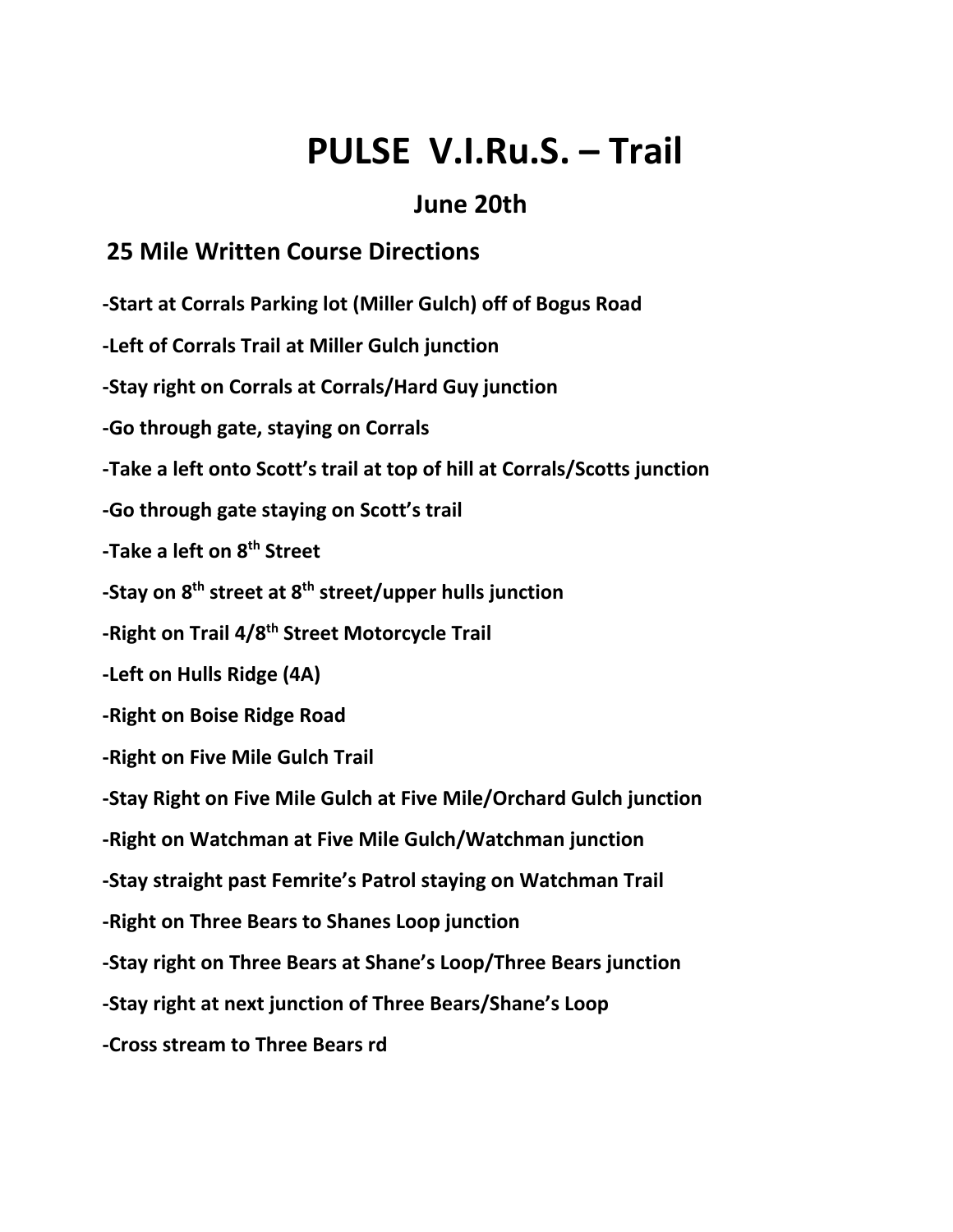# PULSE V.I.Ru.S. – Trail

## June 20th

### 25 Mile Written Course Directions

**-Start at Corrals Parking lot (Miller Gulch) off of Bogus Road**

**-Left of Corrals Trail at Miller Gulch junction**

**-Stay right on Corrals at Corrals/Hard Guy junction**

**-Go through gate, staying on Corrals**

**-Take a left onto Scott's trail at top of hill at Corrals/Scotts junction**

**-Go through gate staying on Scott's trail**

**-Take a left on 8th Street**

**-Stay on 8th street at 8th street/upper hulls junction**

**-Right on Trail 4/8th Street Motorcycle Trail**

**-Left on Hulls Ridge (4A)**

**-Right on Boise Ridge Road**

**-Right on Five Mile Gulch Trail**

**-Stay Right on Five Mile Gulch at Five Mile/Orchard Gulch junction**

**-Right on Watchman at Five Mile Gulch/Watchman junction**

**-Stay straight past Femrite's Patrol staying on Watchman Trail**

**-Right on Three Bears to Shanes Loop junction**

**-Stay right on Three Bears at Shane's Loop/Three Bears junction**

**-Stay right at next junction of Three Bears/Shane's Loop**

**-Cross stream to Three Bears rd**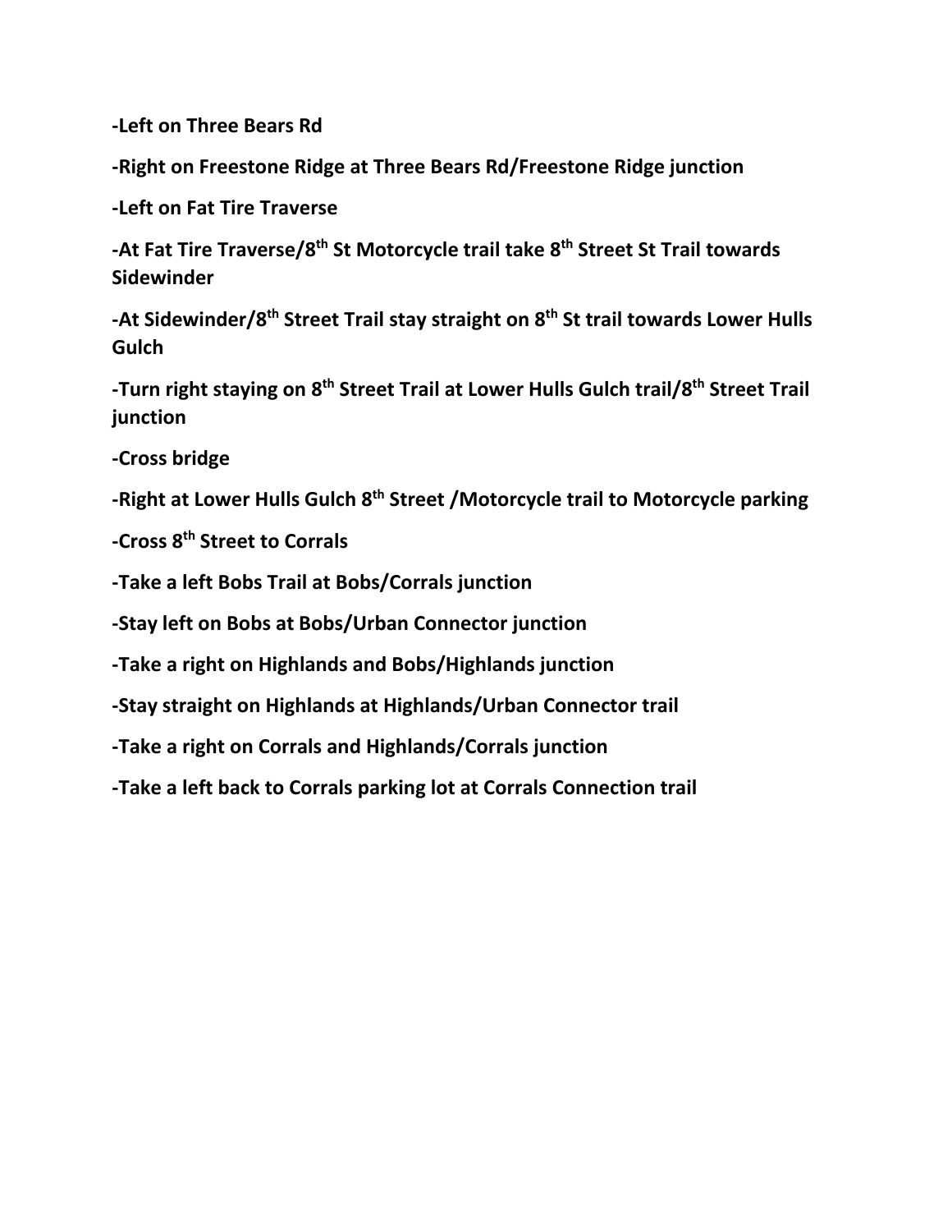**-Left on Three Bears Rd**

**-Right on Freestone Ridge at Three Bears Rd/Freestone Ridge junction**

**-Left on Fat Tire Traverse**

**-At Fat Tire Traverse/8th St Motorcycle trail take 8th Street St Trail towards Sidewinder**

**-At Sidewinder/8th Street Trail stay straight on 8th St trail towards Lower Hulls Gulch**

**-Turn right staying on 8th Street Trail at Lower Hulls Gulch trail/8th Street Trail junction**

**-Cross bridge**

**-Right at Lower Hulls Gulch 8th Street /Motorcycle trail to Motorcycle parking**

**-Cross 8th Street to Corrals**

**-Take a left Bobs Trail at Bobs/Corrals junction**

**-Stay left on Bobs at Bobs/Urban Connector junction**

**-Take a right on Highlands and Bobs/Highlands junction**

**-Stay straight on Highlands at Highlands/Urban Connector trail**

**-Take a right on Corrals and Highlands/Corrals junction**

**-Take a left back to Corrals parking lot at Corrals Connection trail**